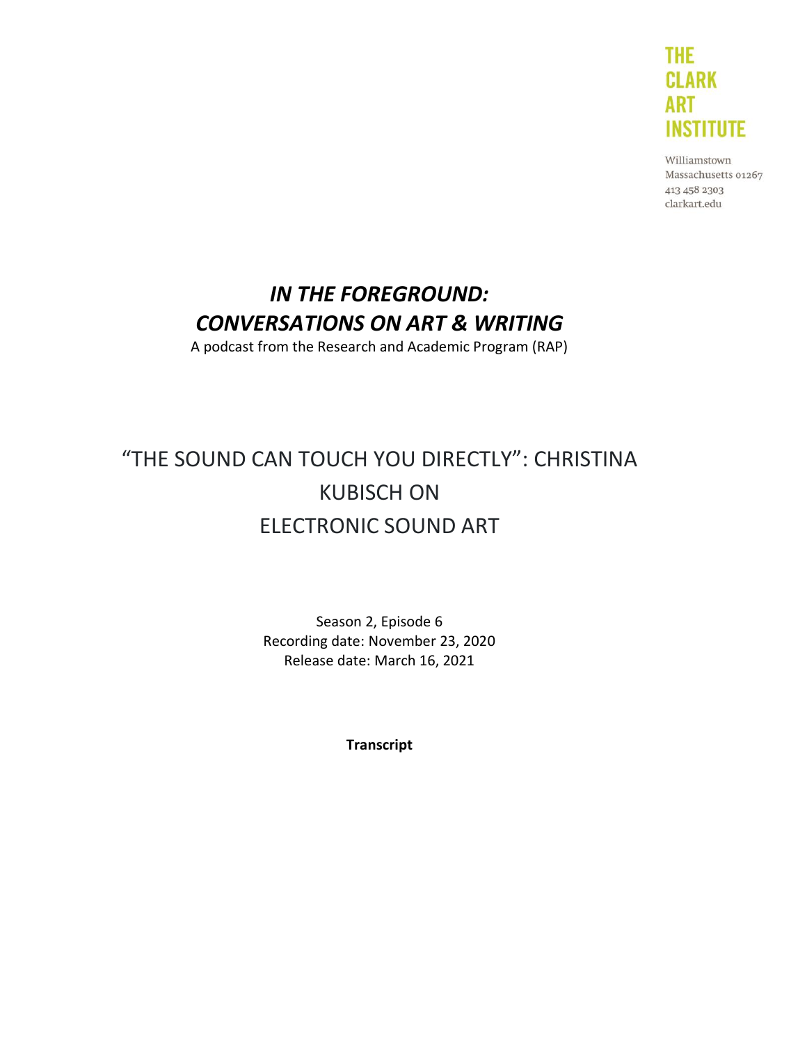THE CLARK ART INSTITUTE

Williamstown
Massachusetts 01267
413 458 2303
clarkart.edu

# *IN THE FOREGROUND: CONVERSATIONS ON ART & WRITING*

A podcast from the Research and Academic Program (RAP)

## "THE SOUND CAN TOUCH YOU DIRECTLY": CHRISTINA KUBISCH ON ELECTRONIC SOUND ART

Season 2, Episode 6
Recording date: November 23, 2020
Release date: March 16, 2021

**Transcript**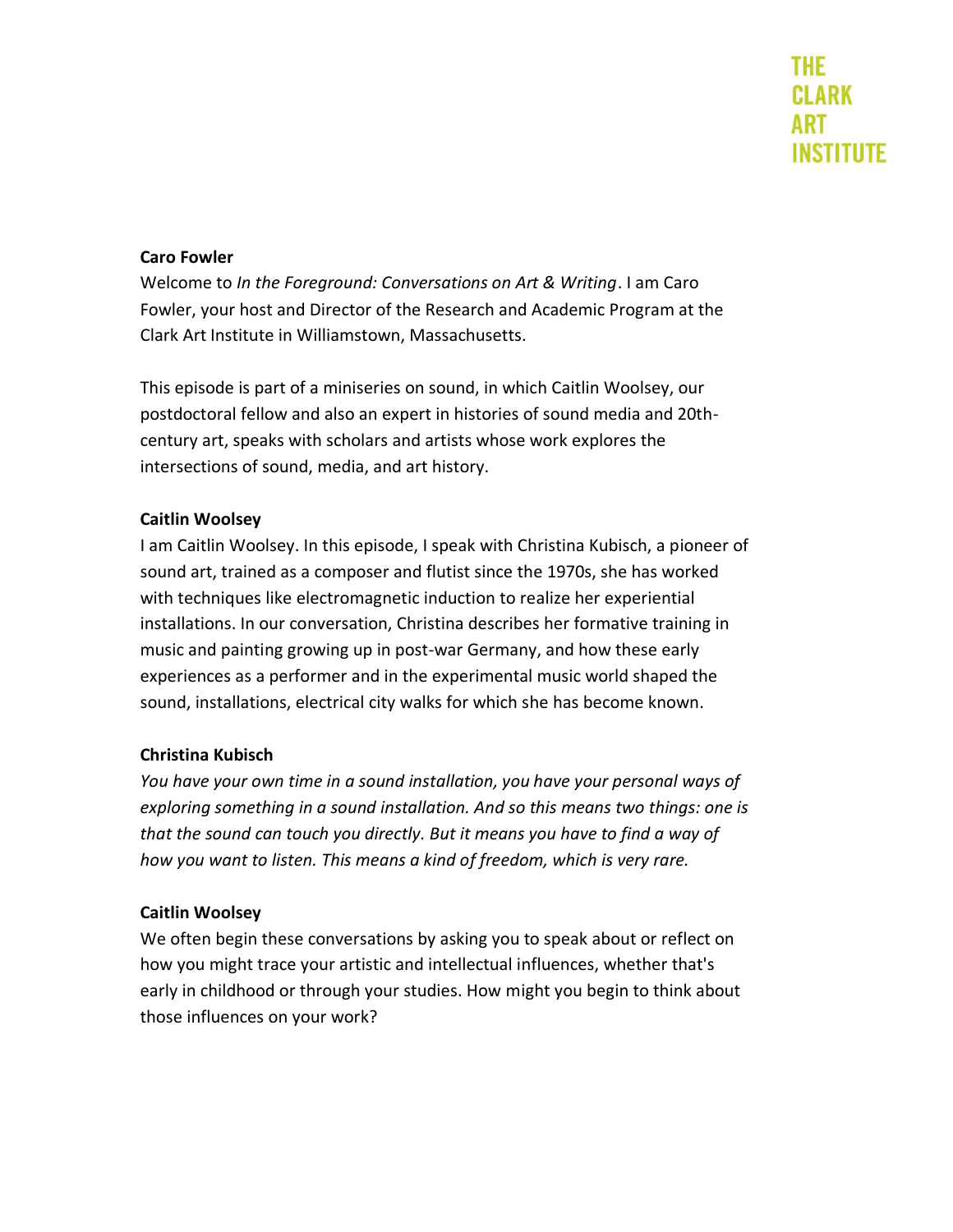**Caro Fowler**

Welcome to *In the Foreground: Conversations on Art & Writing*. I am Caro Fowler, your host and Director of the Research and Academic Program at the Clark Art Institute in Williamstown, Massachusetts.

This episode is part of a miniseries on sound, in which Caitlin Woolsey, our postdoctoral fellow and also an expert in histories of sound media and 20th-century art, speaks with scholars and artists whose work explores the intersections of sound, media, and art history.

**Caitlin Woolsey**

I am Caitlin Woolsey. In this episode, I speak with Christina Kubisch, a pioneer of sound art, trained as a composer and flutist since the 1970s, she has worked with techniques like electromagnetic induction to realize her experiential installations. In our conversation, Christina describes her formative training in music and painting growing up in post-war Germany, and how these early experiences as a performer and in the experimental music world shaped the sound, installations, electrical city walks for which she has become known.

**Christina Kubisch**

*You have your own time in a sound installation, you have your personal ways of exploring something in a sound installation. And so this means two things: one is that the sound can touch you directly. But it means you have to find a way of how you want to listen. This means a kind of freedom, which is very rare.*

**Caitlin Woolsey**

We often begin these conversations by asking you to speak about or reflect on how you might trace your artistic and intellectual influences, whether that's early in childhood or through your studies. How might you begin to think about those influences on your work?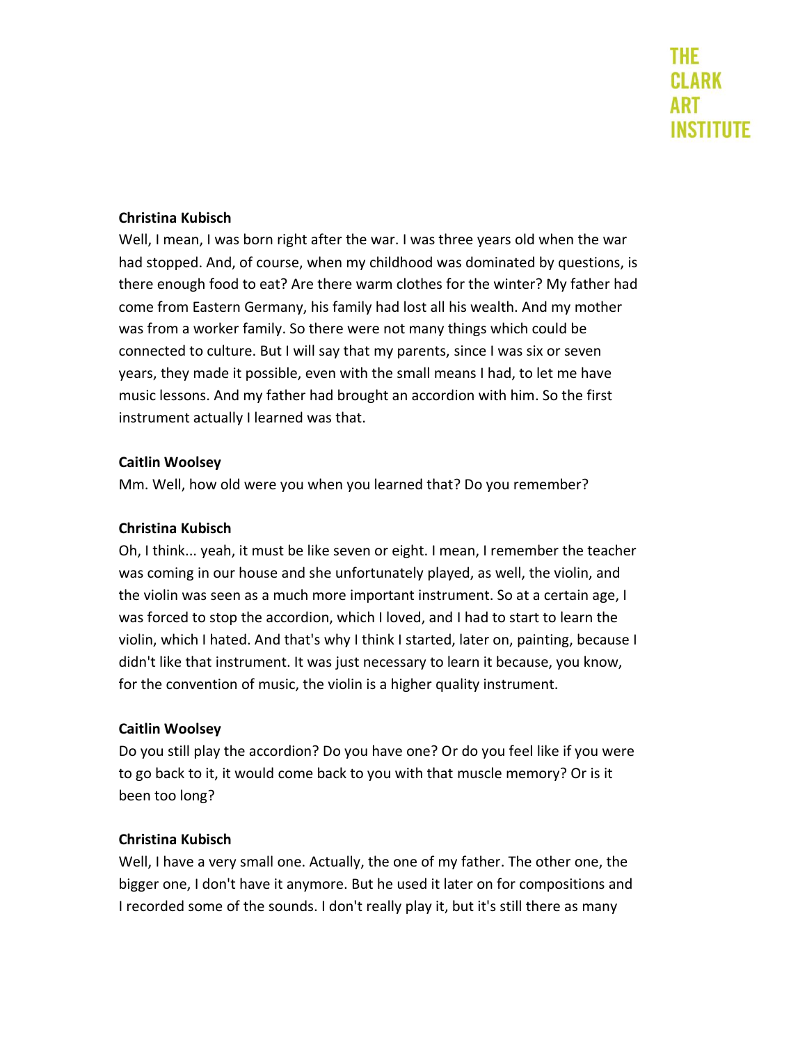**Christina Kubisch**

Well, I mean, I was born right after the war. I was three years old when the war had stopped. And, of course, when my childhood was dominated by questions, is there enough food to eat? Are there warm clothes for the winter? My father had come from Eastern Germany, his family had lost all his wealth. And my mother was from a worker family. So there were not many things which could be connected to culture. But I will say that my parents, since I was six or seven years, they made it possible, even with the small means I had, to let me have music lessons. And my father had brought an accordion with him. So the first instrument actually I learned was that.

**Caitlin Woolsey**

Mm. Well, how old were you when you learned that? Do you remember?

**Christina Kubisch**

Oh, I think... yeah, it must be like seven or eight. I mean, I remember the teacher was coming in our house and she unfortunately played, as well, the violin, and the violin was seen as a much more important instrument. So at a certain age, I was forced to stop the accordion, which I loved, and I had to start to learn the violin, which I hated. And that's why I think I started, later on, painting, because I didn't like that instrument. It was just necessary to learn it because, you know, for the convention of music, the violin is a higher quality instrument.

**Caitlin Woolsey**

Do you still play the accordion? Do you have one? Or do you feel like if you were to go back to it, it would come back to you with that muscle memory? Or is it been too long?

**Christina Kubisch**

Well, I have a very small one. Actually, the one of my father. The other one, the bigger one, I don't have it anymore. But he used it later on for compositions and I recorded some of the sounds. I don't really play it, but it's still there as many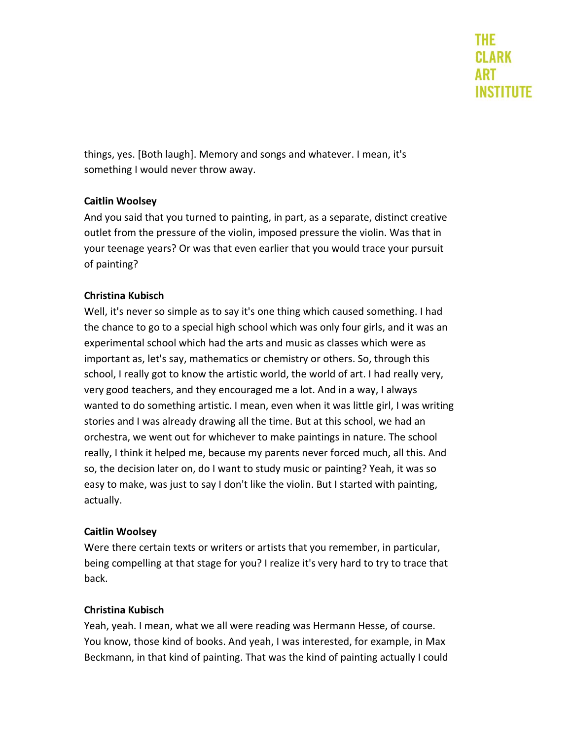things, yes. [Both laugh]. Memory and songs and whatever. I mean, it's something I would never throw away.

**Caitlin Woolsey**

And you said that you turned to painting, in part, as a separate, distinct creative outlet from the pressure of the violin, imposed pressure the violin. Was that in your teenage years? Or was that even earlier that you would trace your pursuit of painting?

**Christina Kubisch**

Well, it's never so simple as to say it's one thing which caused something. I had the chance to go to a special high school which was only four girls, and it was an experimental school which had the arts and music as classes which were as important as, let's say, mathematics or chemistry or others. So, through this school, I really got to know the artistic world, the world of art. I had really very, very good teachers, and they encouraged me a lot. And in a way, I always wanted to do something artistic. I mean, even when it was little girl, I was writing stories and I was already drawing all the time. But at this school, we had an orchestra, we went out for whichever to make paintings in nature. The school really, I think it helped me, because my parents never forced much, all this. And so, the decision later on, do I want to study music or painting? Yeah, it was so easy to make, was just to say I don't like the violin. But I started with painting, actually.

**Caitlin Woolsey**

Were there certain texts or writers or artists that you remember, in particular, being compelling at that stage for you? I realize it's very hard to try to trace that back.

**Christina Kubisch**

Yeah, yeah. I mean, what we all were reading was Hermann Hesse, of course. You know, those kind of books. And yeah, I was interested, for example, in Max Beckmann, in that kind of painting. That was the kind of painting actually I could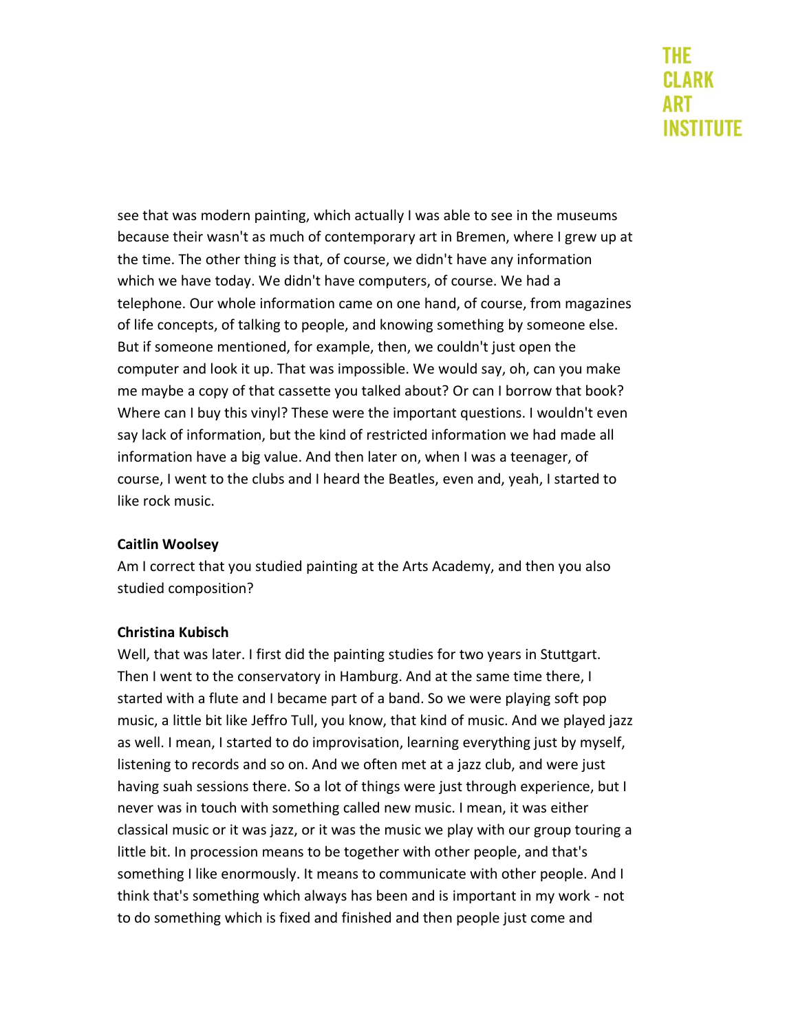see that was modern painting, which actually I was able to see in the museums because their wasn't as much of contemporary art in Bremen, where I grew up at the time. The other thing is that, of course, we didn't have any information which we have today. We didn't have computers, of course. We had a telephone. Our whole information came on one hand, of course, from magazines of life concepts, of talking to people, and knowing something by someone else. But if someone mentioned, for example, then, we couldn't just open the computer and look it up. That was impossible. We would say, oh, can you make me maybe a copy of that cassette you talked about? Or can I borrow that book? Where can I buy this vinyl? These were the important questions. I wouldn't even say lack of information, but the kind of restricted information we had made all information have a big value. And then later on, when I was a teenager, of course, I went to the clubs and I heard the Beatles, even and, yeah, I started to like rock music.

**Caitlin Woolsey**

Am I correct that you studied painting at the Arts Academy, and then you also studied composition?

**Christina Kubisch**

Well, that was later. I first did the painting studies for two years in Stuttgart. Then I went to the conservatory in Hamburg. And at the same time there, I started with a flute and I became part of a band. So we were playing soft pop music, a little bit like Jeffro Tull, you know, that kind of music. And we played jazz as well. I mean, I started to do improvisation, learning everything just by myself, listening to records and so on. And we often met at a jazz club, and were just having suah sessions there. So a lot of things were just through experience, but I never was in touch with something called new music. I mean, it was either classical music or it was jazz, or it was the music we play with our group touring a little bit. In procession means to be together with other people, and that's something I like enormously. It means to communicate with other people. And I think that's something which always has been and is important in my work - not to do something which is fixed and finished and then people just come and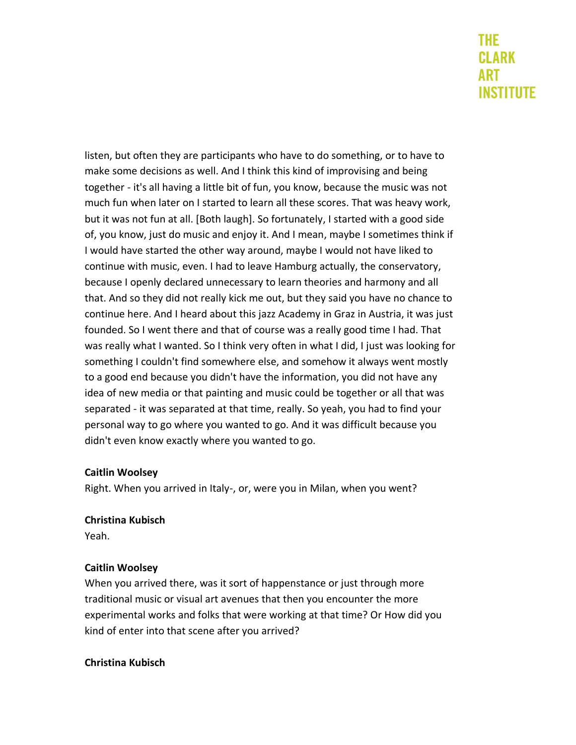listen, but often they are participants who have to do something, or to have to make some decisions as well. And I think this kind of improvising and being together - it's all having a little bit of fun, you know, because the music was not much fun when later on I started to learn all these scores. That was heavy work, but it was not fun at all. [Both laugh]. So fortunately, I started with a good side of, you know, just do music and enjoy it. And I mean, maybe I sometimes think if I would have started the other way around, maybe I would not have liked to continue with music, even. I had to leave Hamburg actually, the conservatory, because I openly declared unnecessary to learn theories and harmony and all that. And so they did not really kick me out, but they said you have no chance to continue here. And I heard about this jazz Academy in Graz in Austria, it was just founded. So I went there and that of course was a really good time I had. That was really what I wanted. So I think very often in what I did, I just was looking for something I couldn't find somewhere else, and somehow it always went mostly to a good end because you didn't have the information, you did not have any idea of new media or that painting and music could be together or all that was separated - it was separated at that time, really. So yeah, you had to find your personal way to go where you wanted to go. And it was difficult because you didn't even know exactly where you wanted to go.

**Caitlin Woolsey**

Right. When you arrived in Italy-, or, were you in Milan, when you went?

**Christina Kubisch**

Yeah.

**Caitlin Woolsey**

When you arrived there, was it sort of happenstance or just through more traditional music or visual art avenues that then you encounter the more experimental works and folks that were working at that time? Or How did you kind of enter into that scene after you arrived?

**Christina Kubisch**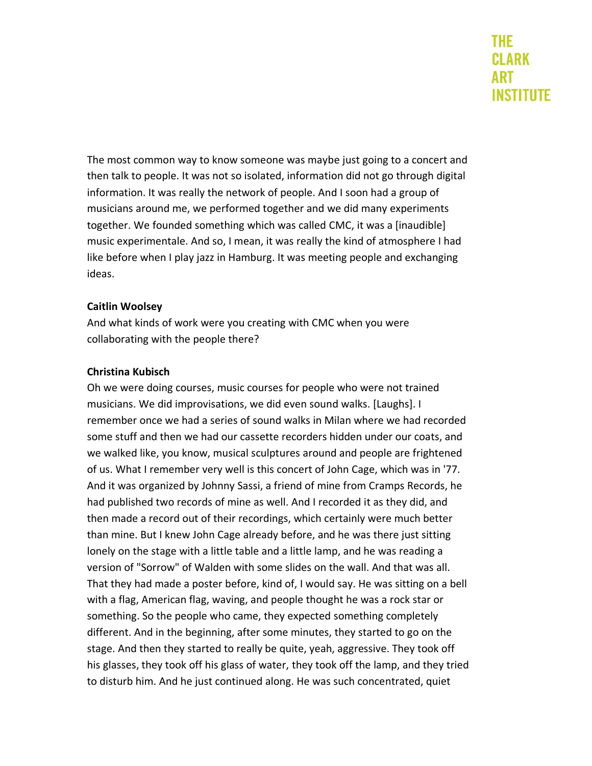The most common way to know someone was maybe just going to a concert and then talk to people. It was not so isolated, information did not go through digital information. It was really the network of people. And I soon had a group of musicians around me, we performed together and we did many experiments together. We founded something which was called CMC, it was a [inaudible] music experimentale. And so, I mean, it was really the kind of atmosphere I had like before when I play jazz in Hamburg. It was meeting people and exchanging ideas.

**Caitlin Woolsey**

And what kinds of work were you creating with CMC when you were collaborating with the people there?

**Christina Kubisch**

Oh we were doing courses, music courses for people who were not trained musicians. We did improvisations, we did even sound walks. [Laughs]. I remember once we had a series of sound walks in Milan where we had recorded some stuff and then we had our cassette recorders hidden under our coats, and we walked like, you know, musical sculptures around and people are frightened of us. What I remember very well is this concert of John Cage, which was in '77. And it was organized by Johnny Sassi, a friend of mine from Cramps Records, he had published two records of mine as well. And I recorded it as they did, and then made a record out of their recordings, which certainly were much better than mine. But I knew John Cage already before, and he was there just sitting lonely on the stage with a little table and a little lamp, and he was reading a version of "Sorrow" of Walden with some slides on the wall. And that was all. That they had made a poster before, kind of, I would say. He was sitting on a bell with a flag, American flag, waving, and people thought he was a rock star or something. So the people who came, they expected something completely different. And in the beginning, after some minutes, they started to go on the stage. And then they started to really be quite, yeah, aggressive. They took off his glasses, they took off his glass of water, they took off the lamp, and they tried to disturb him. And he just continued along. He was such concentrated, quiet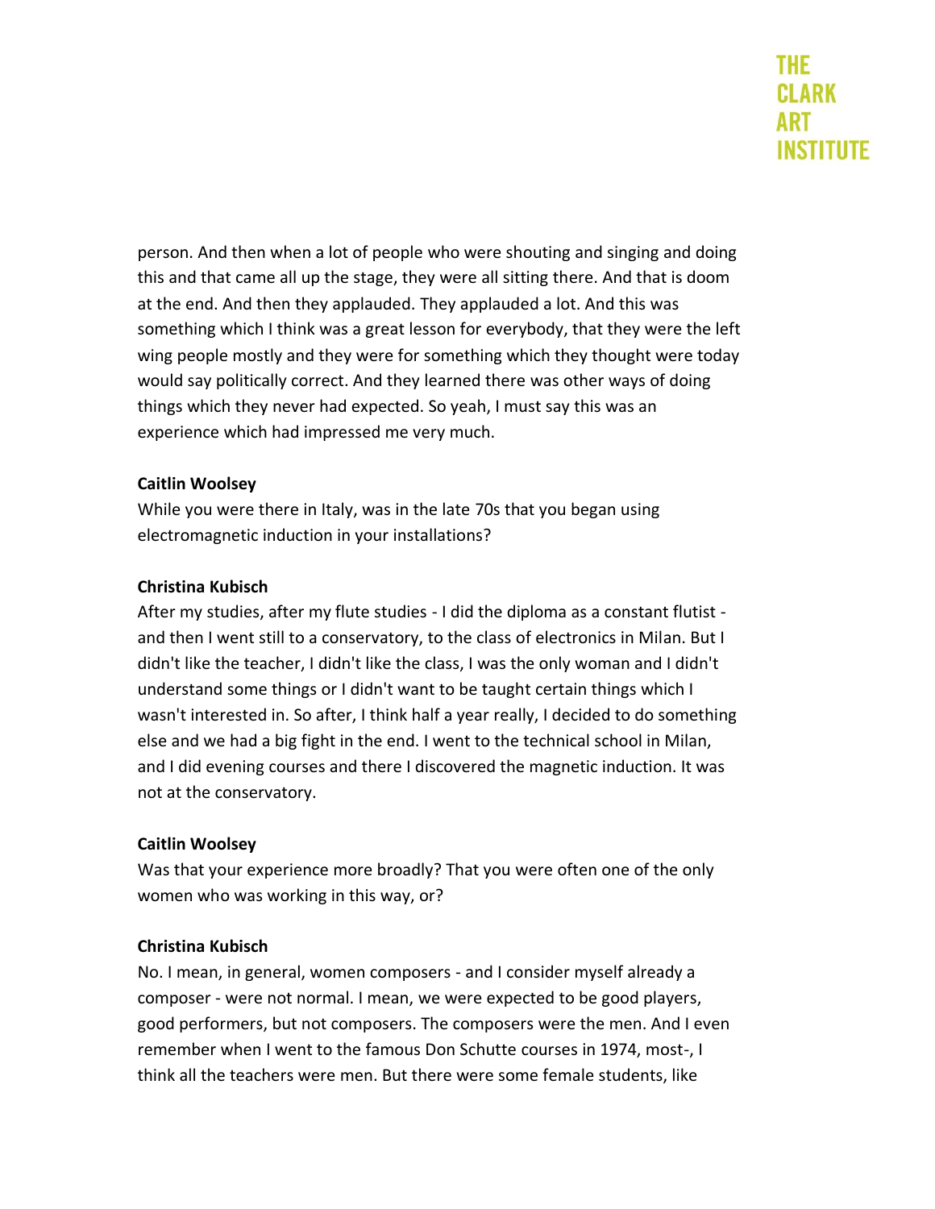person. And then when a lot of people who were shouting and singing and doing this and that came all up the stage, they were all sitting there. And that is doom at the end. And then they applauded. They applauded a lot. And this was something which I think was a great lesson for everybody, that they were the left wing people mostly and they were for something which they thought were today would say politically correct. And they learned there was other ways of doing things which they never had expected. So yeah, I must say this was an experience which had impressed me very much.

**Caitlin Woolsey**

While you were there in Italy, was in the late 70s that you began using electromagnetic induction in your installations?

**Christina Kubisch**

After my studies, after my flute studies - I did the diploma as a constant flutist - and then I went still to a conservatory, to the class of electronics in Milan. But I didn't like the teacher, I didn't like the class, I was the only woman and I didn't understand some things or I didn't want to be taught certain things which I wasn't interested in. So after, I think half a year really, I decided to do something else and we had a big fight in the end. I went to the technical school in Milan, and I did evening courses and there I discovered the magnetic induction. It was not at the conservatory.

**Caitlin Woolsey**

Was that your experience more broadly? That you were often one of the only women who was working in this way, or?

**Christina Kubisch**

No. I mean, in general, women composers - and I consider myself already a composer - were not normal. I mean, we were expected to be good players, good performers, but not composers. The composers were the men. And I even remember when I went to the famous Don Schutte courses in 1974, most-, I think all the teachers were men. But there were some female students, like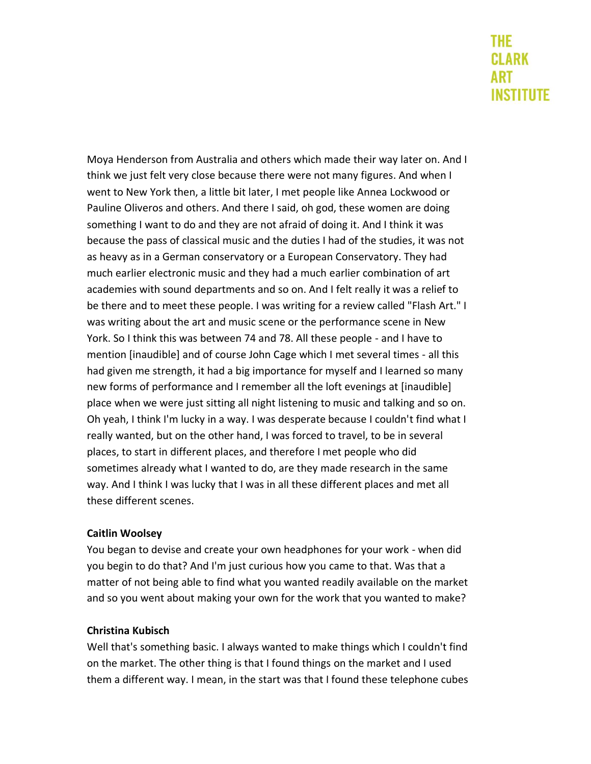Moya Henderson from Australia and others which made their way later on. And I think we just felt very close because there were not many figures. And when I went to New York then, a little bit later, I met people like Annea Lockwood or Pauline Oliveros and others. And there I said, oh god, these women are doing something I want to do and they are not afraid of doing it. And I think it was because the pass of classical music and the duties I had of the studies, it was not as heavy as in a German conservatory or a European Conservatory. They had much earlier electronic music and they had a much earlier combination of art academies with sound departments and so on. And I felt really it was a relief to be there and to meet these people. I was writing for a review called "Flash Art." I was writing about the art and music scene or the performance scene in New York. So I think this was between 74 and 78. All these people - and I have to mention [inaudible] and of course John Cage which I met several times - all this had given me strength, it had a big importance for myself and I learned so many new forms of performance and I remember all the loft evenings at [inaudible] place when we were just sitting all night listening to music and talking and so on. Oh yeah, I think I'm lucky in a way. I was desperate because I couldn't find what I really wanted, but on the other hand, I was forced to travel, to be in several places, to start in different places, and therefore I met people who did sometimes already what I wanted to do, are they made research in the same way. And I think I was lucky that I was in all these different places and met all these different scenes.

**Caitlin Woolsey**

You began to devise and create your own headphones for your work - when did you begin to do that? And I'm just curious how you came to that. Was that a matter of not being able to find what you wanted readily available on the market and so you went about making your own for the work that you wanted to make?

**Christina Kubisch**

Well that's something basic. I always wanted to make things which I couldn't find on the market. The other thing is that I found things on the market and I used them a different way. I mean, in the start was that I found these telephone cubes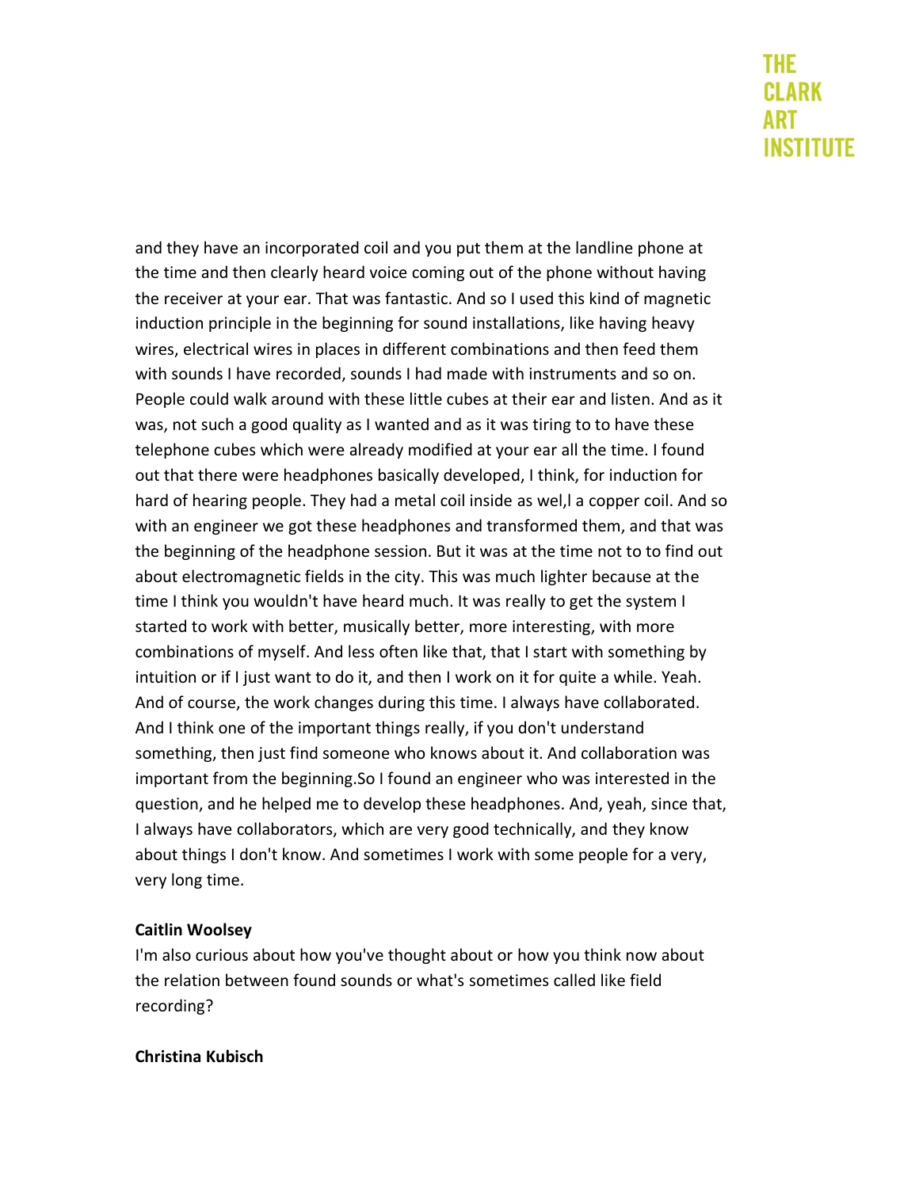and they have an incorporated coil and you put them at the landline phone at the time and then clearly heard voice coming out of the phone without having the receiver at your ear. That was fantastic. And so I used this kind of magnetic induction principle in the beginning for sound installations, like having heavy wires, electrical wires in places in different combinations and then feed them with sounds I have recorded, sounds I had made with instruments and so on. People could walk around with these little cubes at their ear and listen. And as it was, not such a good quality as I wanted and as it was tiring to to have these telephone cubes which were already modified at your ear all the time. I found out that there were headphones basically developed, I think, for induction for hard of hearing people. They had a metal coil inside as wel,l a copper coil. And so with an engineer we got these headphones and transformed them, and that was the beginning of the headphone session. But it was at the time not to to find out about electromagnetic fields in the city. This was much lighter because at the time I think you wouldn't have heard much. It was really to get the system I started to work with better, musically better, more interesting, with more combinations of myself. And less often like that, that I start with something by intuition or if I just want to do it, and then I work on it for quite a while. Yeah. And of course, the work changes during this time. I always have collaborated. And I think one of the important things really, if you don't understand something, then just find someone who knows about it. And collaboration was important from the beginning.So I found an engineer who was interested in the question, and he helped me to develop these headphones. And, yeah, since that, I always have collaborators, which are very good technically, and they know about things I don't know. And sometimes I work with some people for a very, very long time.

**Caitlin Woolsey**

I'm also curious about how you've thought about or how you think now about the relation between found sounds or what's sometimes called like field recording?

**Christina Kubisch**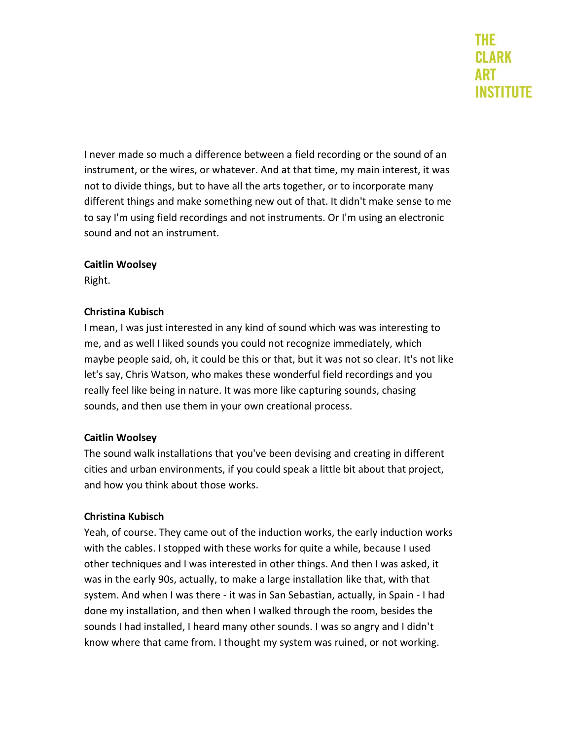I never made so much a difference between a field recording or the sound of an instrument, or the wires, or whatever. And at that time, my main interest, it was not to divide things, but to have all the arts together, or to incorporate many different things and make something new out of that. It didn't make sense to me to say I'm using field recordings and not instruments. Or I'm using an electronic sound and not an instrument.

**Caitlin Woolsey**
Right.

**Christina Kubisch**
I mean, I was just interested in any kind of sound which was was interesting to me, and as well I liked sounds you could not recognize immediately, which maybe people said, oh, it could be this or that, but it was not so clear. It's not like let's say, Chris Watson, who makes these wonderful field recordings and you really feel like being in nature. It was more like capturing sounds, chasing sounds, and then use them in your own creational process.

**Caitlin Woolsey**
The sound walk installations that you've been devising and creating in different cities and urban environments, if you could speak a little bit about that project, and how you think about those works.

**Christina Kubisch**
Yeah, of course. They came out of the induction works, the early induction works with the cables. I stopped with these works for quite a while, because I used other techniques and I was interested in other things. And then I was asked, it was in the early 90s, actually, to make a large installation like that, with that system. And when I was there - it was in San Sebastian, actually, in Spain - I had done my installation, and then when I walked through the room, besides the sounds I had installed, I heard many other sounds. I was so angry and I didn't know where that came from. I thought my system was ruined, or not working.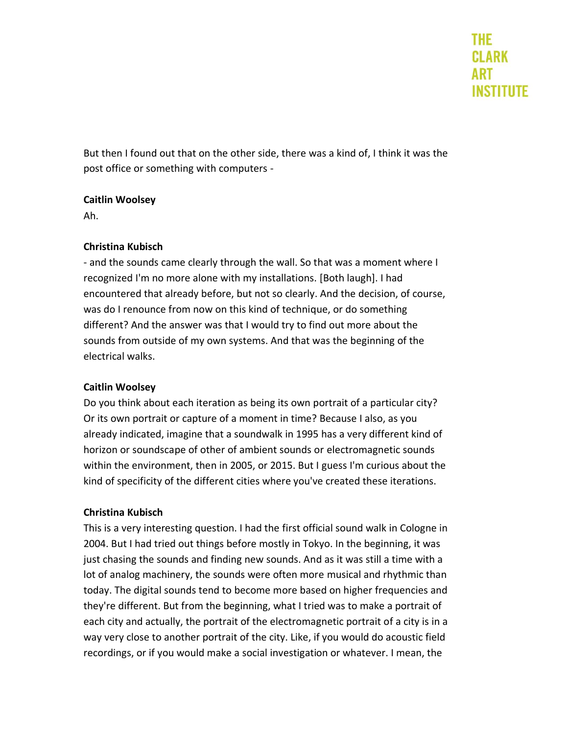But then I found out that on the other side, there was a kind of, I think it was the post office or something with computers -

**Caitlin Woolsey**

Ah.

**Christina Kubisch**

- and the sounds came clearly through the wall. So that was a moment where I recognized I'm no more alone with my installations. [Both laugh]. I had encountered that already before, but not so clearly. And the decision, of course, was do I renounce from now on this kind of technique, or do something different? And the answer was that I would try to find out more about the sounds from outside of my own systems. And that was the beginning of the electrical walks.

**Caitlin Woolsey**

Do you think about each iteration as being its own portrait of a particular city? Or its own portrait or capture of a moment in time? Because I also, as you already indicated, imagine that a soundwalk in 1995 has a very different kind of horizon or soundscape of other of ambient sounds or electromagnetic sounds within the environment, then in 2005, or 2015. But I guess I'm curious about the kind of specificity of the different cities where you've created these iterations.

**Christina Kubisch**

This is a very interesting question. I had the first official sound walk in Cologne in 2004. But I had tried out things before mostly in Tokyo. In the beginning, it was just chasing the sounds and finding new sounds. And as it was still a time with a lot of analog machinery, the sounds were often more musical and rhythmic than today. The digital sounds tend to become more based on higher frequencies and they're different. But from the beginning, what I tried was to make a portrait of each city and actually, the portrait of the electromagnetic portrait of a city is in a way very close to another portrait of the city. Like, if you would do acoustic field recordings, or if you would make a social investigation or whatever. I mean, the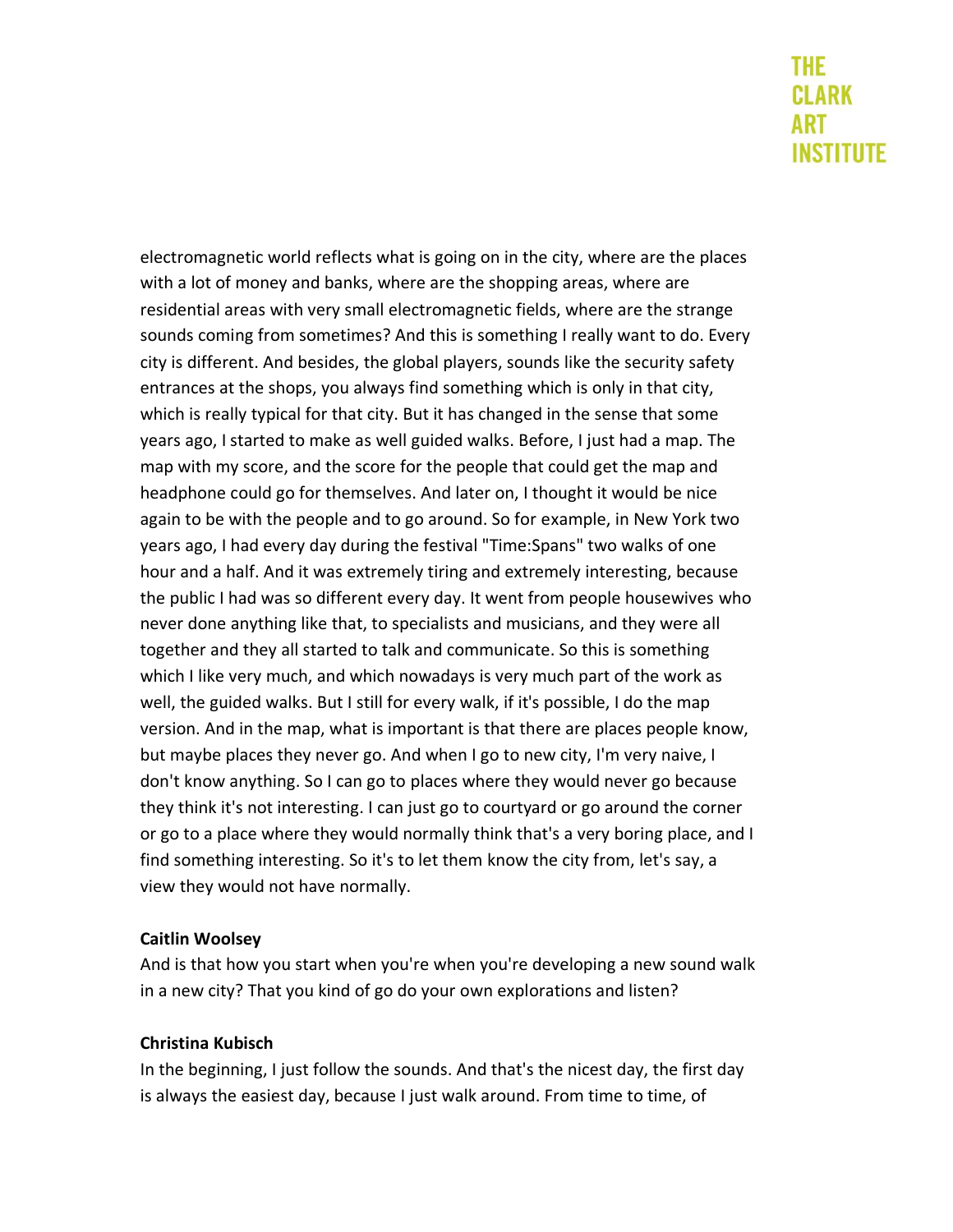electromagnetic world reflects what is going on in the city, where are the places with a lot of money and banks, where are the shopping areas, where are residential areas with very small electromagnetic fields, where are the strange sounds coming from sometimes? And this is something I really want to do. Every city is different. And besides, the global players, sounds like the security safety entrances at the shops, you always find something which is only in that city, which is really typical for that city. But it has changed in the sense that some years ago, I started to make as well guided walks. Before, I just had a map. The map with my score, and the score for the people that could get the map and headphone could go for themselves. And later on, I thought it would be nice again to be with the people and to go around. So for example, in New York two years ago, I had every day during the festival "Time:Spans" two walks of one hour and a half. And it was extremely tiring and extremely interesting, because the public I had was so different every day. It went from people housewives who never done anything like that, to specialists and musicians, and they were all together and they all started to talk and communicate. So this is something which I like very much, and which nowadays is very much part of the work as well, the guided walks. But I still for every walk, if it's possible, I do the map version. And in the map, what is important is that there are places people know, but maybe places they never go. And when I go to new city, I'm very naive, I don't know anything. So I can go to places where they would never go because they think it's not interesting. I can just go to courtyard or go around the corner or go to a place where they would normally think that's a very boring place, and I find something interesting. So it's to let them know the city from, let's say, a view they would not have normally.

**Caitlin Woolsey**
And is that how you start when you're when you're developing a new sound walk in a new city? That you kind of go do your own explorations and listen?

**Christina Kubisch**
In the beginning, I just follow the sounds. And that's the nicest day, the first day is always the easiest day, because I just walk around. From time to time, of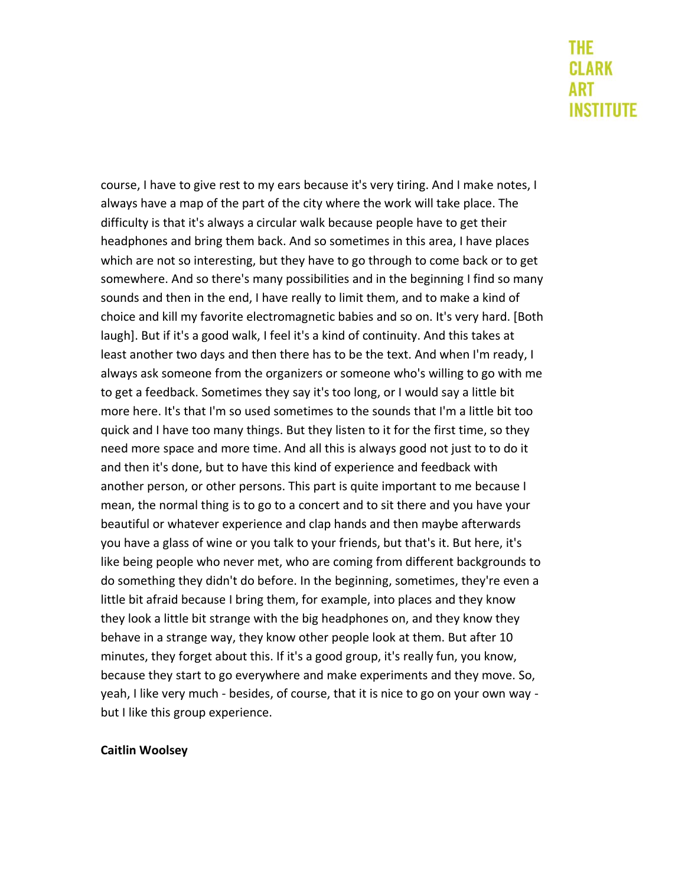course, I have to give rest to my ears because it's very tiring. And I make notes, I always have a map of the part of the city where the work will take place. The difficulty is that it's always a circular walk because people have to get their headphones and bring them back. And so sometimes in this area, I have places which are not so interesting, but they have to go through to come back or to get somewhere. And so there's many possibilities and in the beginning I find so many sounds and then in the end, I have really to limit them, and to make a kind of choice and kill my favorite electromagnetic babies and so on. It's very hard. [Both laugh]. But if it's a good walk, I feel it's a kind of continuity. And this takes at least another two days and then there has to be the text. And when I'm ready, I always ask someone from the organizers or someone who's willing to go with me to get a feedback. Sometimes they say it's too long, or I would say a little bit more here. It's that I'm so used sometimes to the sounds that I'm a little bit too quick and I have too many things. But they listen to it for the first time, so they need more space and more time. And all this is always good not just to to do it and then it's done, but to have this kind of experience and feedback with another person, or other persons. This part is quite important to me because I mean, the normal thing is to go to a concert and to sit there and you have your beautiful or whatever experience and clap hands and then maybe afterwards you have a glass of wine or you talk to your friends, but that's it. But here, it's like being people who never met, who are coming from different backgrounds to do something they didn't do before. In the beginning, sometimes, they're even a little bit afraid because I bring them, for example, into places and they know they look a little bit strange with the big headphones on, and they know they behave in a strange way, they know other people look at them. But after 10 minutes, they forget about this. If it's a good group, it's really fun, you know, because they start to go everywhere and make experiments and they move. So, yeah, I like very much - besides, of course, that it is nice to go on your own way - but I like this group experience.

**Caitlin Woolsey**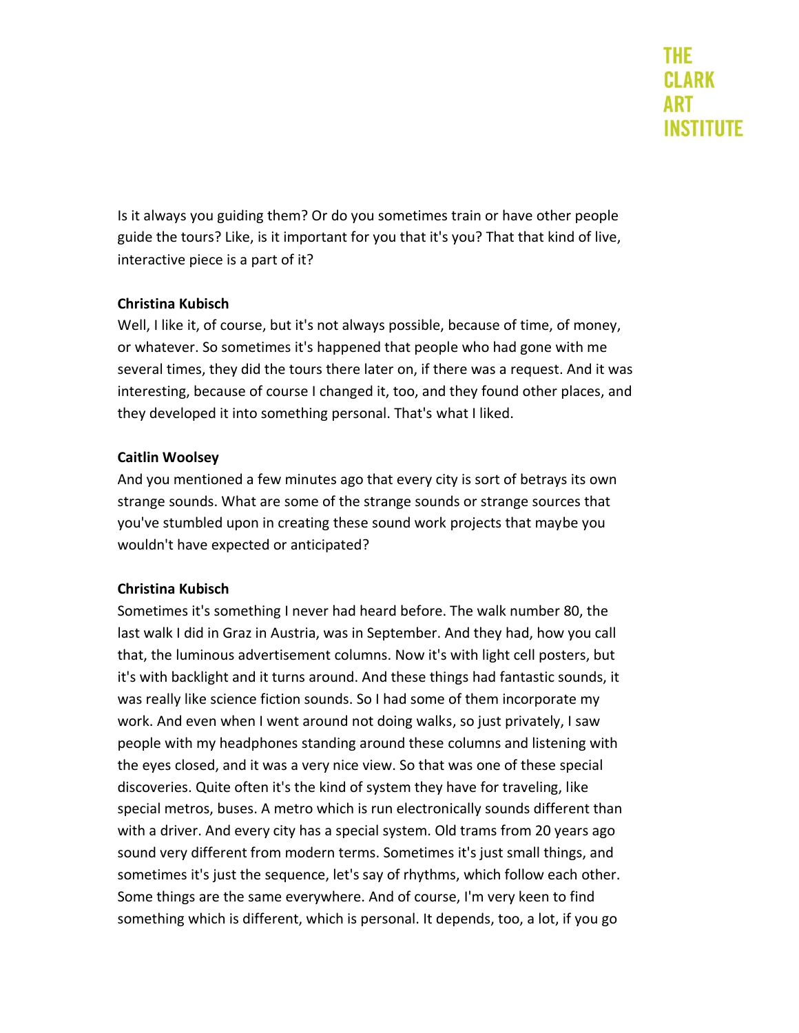Is it always you guiding them? Or do you sometimes train or have other people guide the tours? Like, is it important for you that it's you? That that kind of live, interactive piece is a part of it?

**Christina Kubisch**

Well, I like it, of course, but it's not always possible, because of time, of money, or whatever. So sometimes it's happened that people who had gone with me several times, they did the tours there later on, if there was a request. And it was interesting, because of course I changed it, too, and they found other places, and they developed it into something personal. That's what I liked.

**Caitlin Woolsey**

And you mentioned a few minutes ago that every city is sort of betrays its own strange sounds. What are some of the strange sounds or strange sources that you've stumbled upon in creating these sound work projects that maybe you wouldn't have expected or anticipated?

**Christina Kubisch**

Sometimes it's something I never had heard before. The walk number 80, the last walk I did in Graz in Austria, was in September. And they had, how you call that, the luminous advertisement columns. Now it's with light cell posters, but it's with backlight and it turns around. And these things had fantastic sounds, it was really like science fiction sounds. So I had some of them incorporate my work. And even when I went around not doing walks, so just privately, I saw people with my headphones standing around these columns and listening with the eyes closed, and it was a very nice view. So that was one of these special discoveries. Quite often it's the kind of system they have for traveling, like special metros, buses. A metro which is run electronically sounds different than with a driver. And every city has a special system. Old trams from 20 years ago sound very different from modern terms. Sometimes it's just small things, and sometimes it's just the sequence, let's say of rhythms, which follow each other. Some things are the same everywhere. And of course, I'm very keen to find something which is different, which is personal. It depends, too, a lot, if you go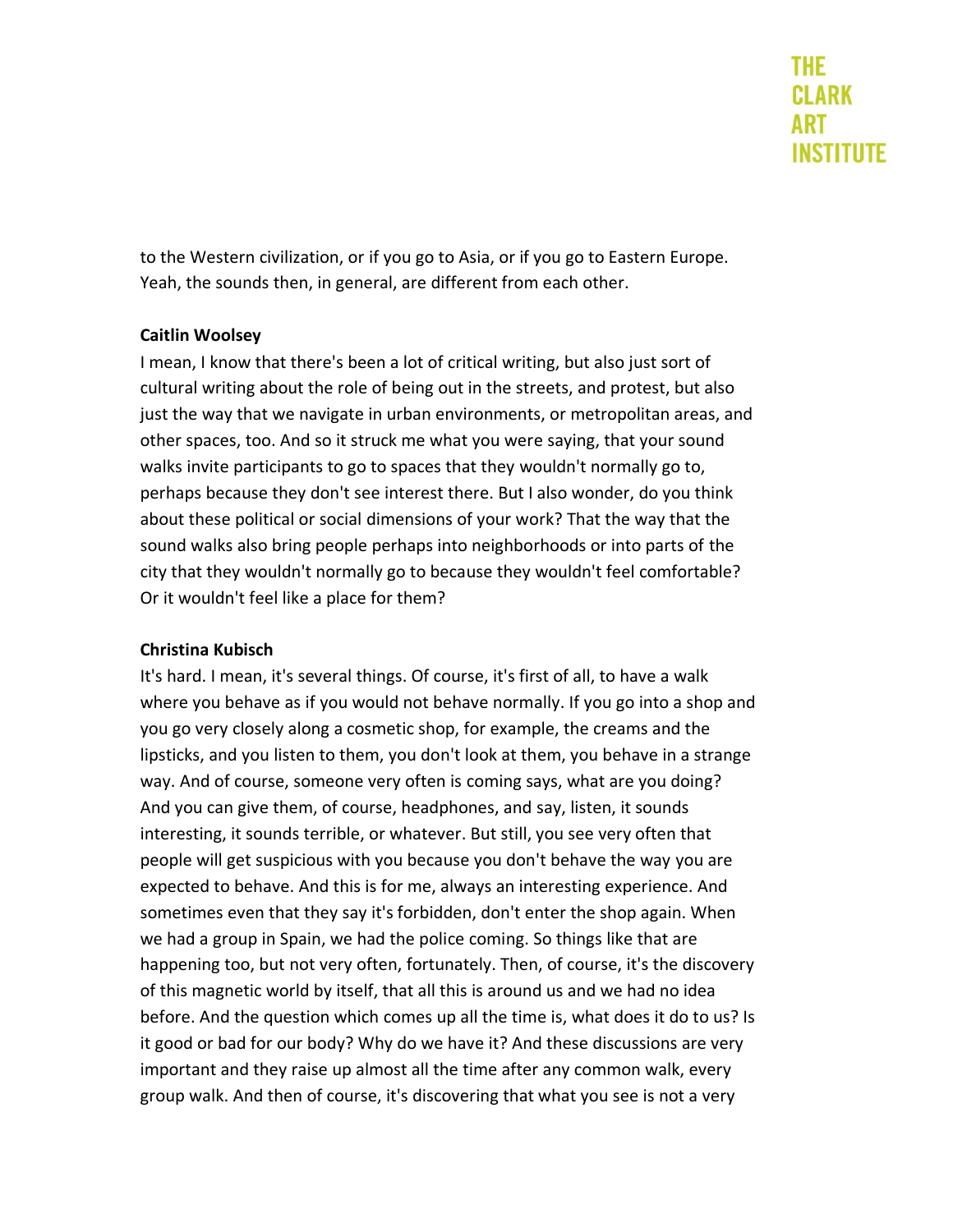to the Western civilization, or if you go to Asia, or if you go to Eastern Europe. Yeah, the sounds then, in general, are different from each other.

**Caitlin Woolsey**

I mean, I know that there's been a lot of critical writing, but also just sort of cultural writing about the role of being out in the streets, and protest, but also just the way that we navigate in urban environments, or metropolitan areas, and other spaces, too. And so it struck me what you were saying, that your sound walks invite participants to go to spaces that they wouldn't normally go to, perhaps because they don't see interest there. But I also wonder, do you think about these political or social dimensions of your work? That the way that the sound walks also bring people perhaps into neighborhoods or into parts of the city that they wouldn't normally go to because they wouldn't feel comfortable? Or it wouldn't feel like a place for them?

**Christina Kubisch**

It's hard. I mean, it's several things. Of course, it's first of all, to have a walk where you behave as if you would not behave normally. If you go into a shop and you go very closely along a cosmetic shop, for example, the creams and the lipsticks, and you listen to them, you don't look at them, you behave in a strange way. And of course, someone very often is coming says, what are you doing? And you can give them, of course, headphones, and say, listen, it sounds interesting, it sounds terrible, or whatever. But still, you see very often that people will get suspicious with you because you don't behave the way you are expected to behave. And this is for me, always an interesting experience. And sometimes even that they say it's forbidden, don't enter the shop again. When we had a group in Spain, we had the police coming. So things like that are happening too, but not very often, fortunately. Then, of course, it's the discovery of this magnetic world by itself, that all this is around us and we had no idea before. And the question which comes up all the time is, what does it do to us? Is it good or bad for our body? Why do we have it? And these discussions are very important and they raise up almost all the time after any common walk, every group walk. And then of course, it's discovering that what you see is not a very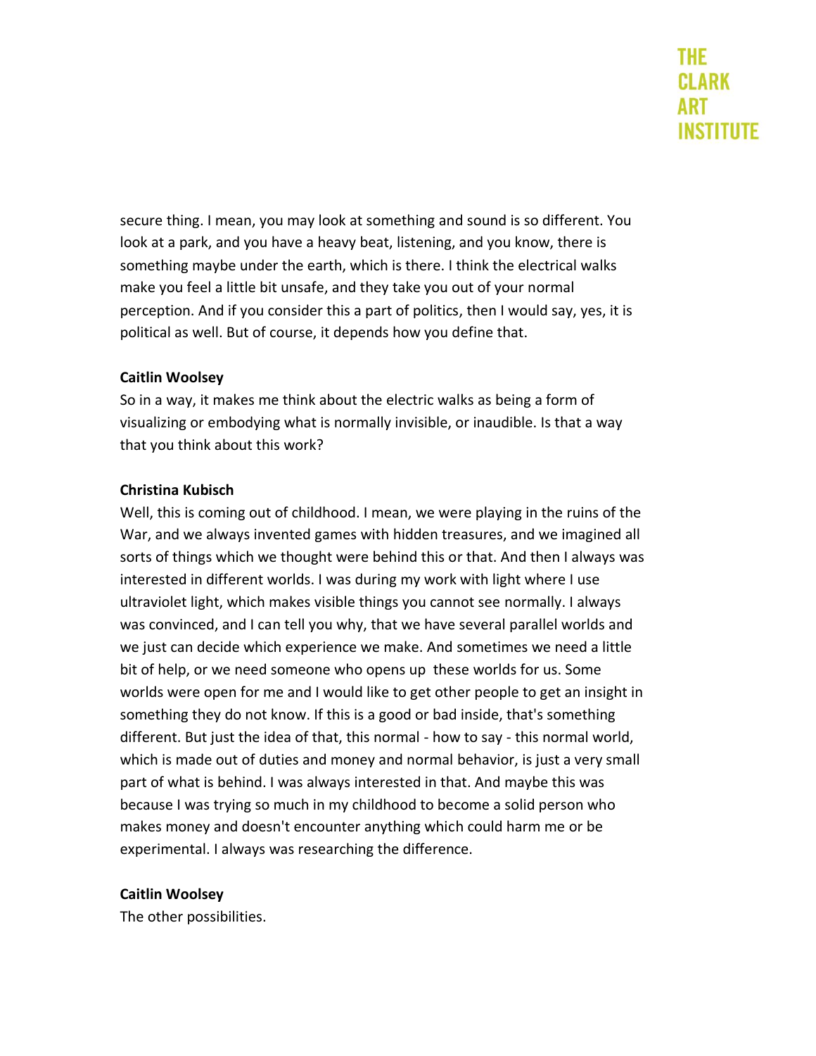secure thing. I mean, you may look at something and sound is so different. You look at a park, and you have a heavy beat, listening, and you know, there is something maybe under the earth, which is there. I think the electrical walks make you feel a little bit unsafe, and they take you out of your normal perception. And if you consider this a part of politics, then I would say, yes, it is political as well. But of course, it depends how you define that.

**Caitlin Woolsey**
So in a way, it makes me think about the electric walks as being a form of visualizing or embodying what is normally invisible, or inaudible. Is that a way that you think about this work?

**Christina Kubisch**
Well, this is coming out of childhood. I mean, we were playing in the ruins of the War, and we always invented games with hidden treasures, and we imagined all sorts of things which we thought were behind this or that. And then I always was interested in different worlds. I was during my work with light where I use ultraviolet light, which makes visible things you cannot see normally. I always was convinced, and I can tell you why, that we have several parallel worlds and we just can decide which experience we make. And sometimes we need a little bit of help, or we need someone who opens up these worlds for us. Some worlds were open for me and I would like to get other people to get an insight in something they do not know. If this is a good or bad inside, that's something different. But just the idea of that, this normal - how to say - this normal world, which is made out of duties and money and normal behavior, is just a very small part of what is behind. I was always interested in that. And maybe this was because I was trying so much in my childhood to become a solid person who makes money and doesn't encounter anything which could harm me or be experimental. I always was researching the difference.

**Caitlin Woolsey**
The other possibilities.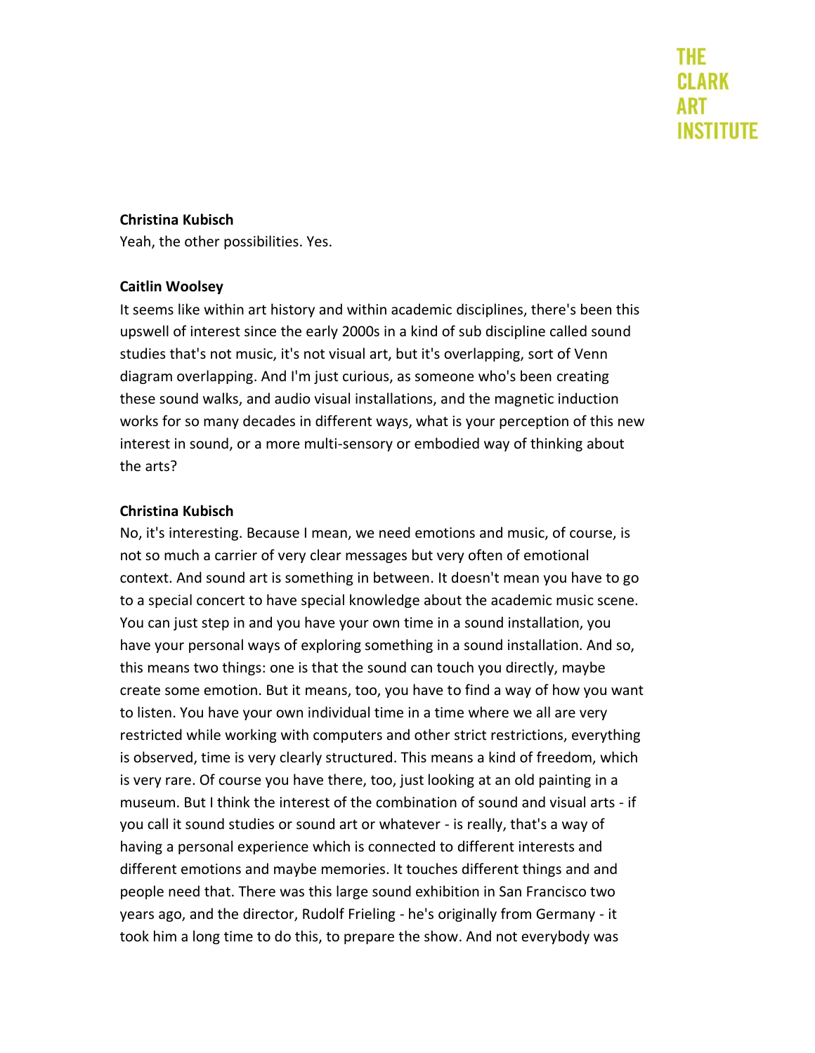**Christina Kubisch**
Yeah, the other possibilities. Yes.

**Caitlin Woolsey**
It seems like within art history and within academic disciplines, there's been this upswell of interest since the early 2000s in a kind of sub discipline called sound studies that's not music, it's not visual art, but it's overlapping, sort of Venn diagram overlapping. And I'm just curious, as someone who's been creating these sound walks, and audio visual installations, and the magnetic induction works for so many decades in different ways, what is your perception of this new interest in sound, or a more multi-sensory or embodied way of thinking about the arts?

**Christina Kubisch**
No, it's interesting. Because I mean, we need emotions and music, of course, is not so much a carrier of very clear messages but very often of emotional context. And sound art is something in between. It doesn't mean you have to go to a special concert to have special knowledge about the academic music scene. You can just step in and you have your own time in a sound installation, you have your personal ways of exploring something in a sound installation. And so, this means two things: one is that the sound can touch you directly, maybe create some emotion. But it means, too, you have to find a way of how you want to listen. You have your own individual time in a time where we all are very restricted while working with computers and other strict restrictions, everything is observed, time is very clearly structured. This means a kind of freedom, which is very rare. Of course you have there, too, just looking at an old painting in a museum. But I think the interest of the combination of sound and visual arts - if you call it sound studies or sound art or whatever - is really, that's a way of having a personal experience which is connected to different interests and different emotions and maybe memories. It touches different things and and people need that. There was this large sound exhibition in San Francisco two years ago, and the director, Rudolf Frieling - he's originally from Germany - it took him a long time to do this, to prepare the show. And not everybody was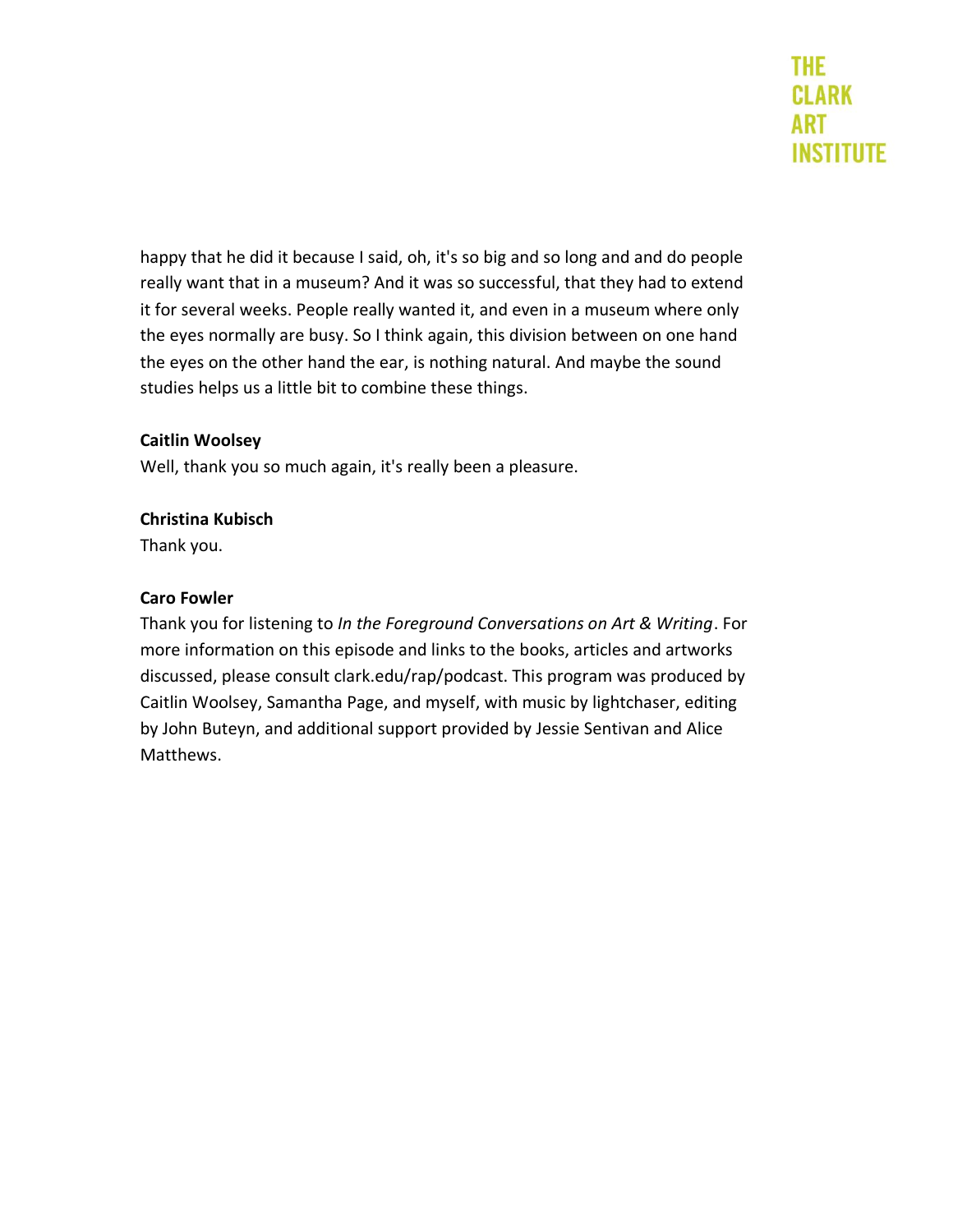happy that he did it because I said, oh, it's so big and so long and and do people really want that in a museum? And it was so successful, that they had to extend it for several weeks. People really wanted it, and even in a museum where only the eyes normally are busy. So I think again, this division between on one hand the eyes on the other hand the ear, is nothing natural. And maybe the sound studies helps us a little bit to combine these things.

**Caitlin Woolsey**
Well, thank you so much again, it's really been a pleasure.

**Christina Kubisch**
Thank you.

**Caro Fowler**
Thank you for listening to *In the Foreground Conversations on Art & Writing*. For more information on this episode and links to the books, articles and artworks discussed, please consult clark.edu/rap/podcast. This program was produced by Caitlin Woolsey, Samantha Page, and myself, with music by lightchaser, editing by John Buteyn, and additional support provided by Jessie Sentivan and Alice Matthews.